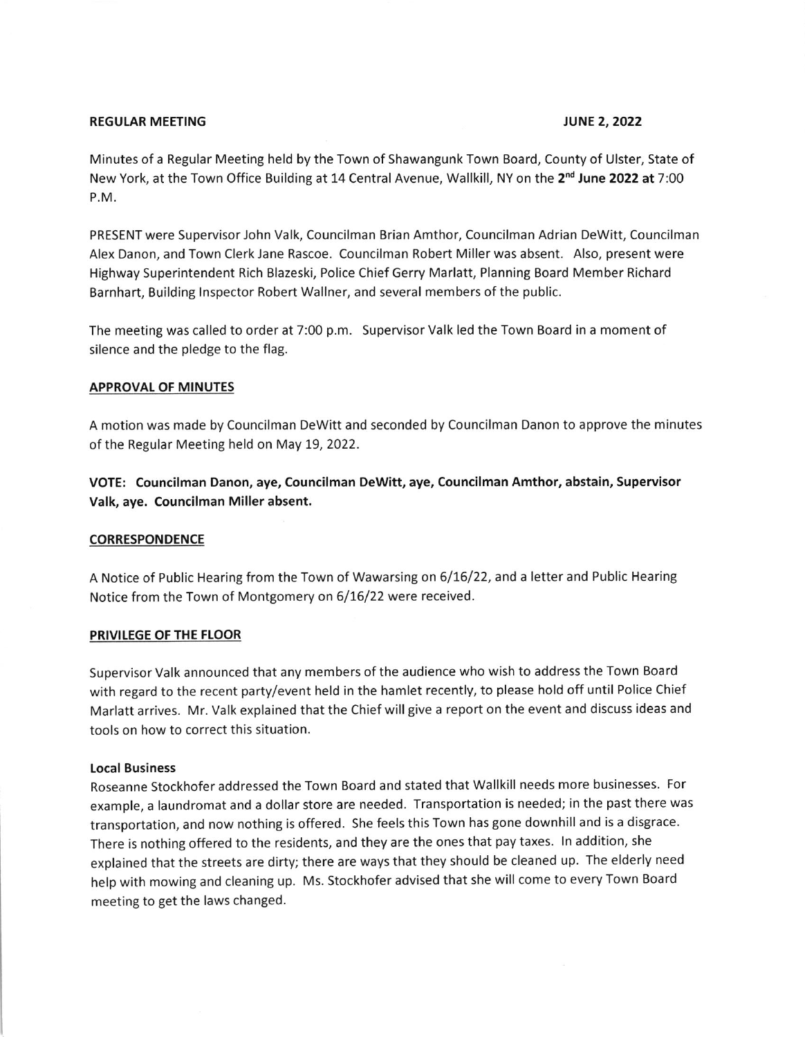**REGULAR MEETING** **JUNE 2, 2022**

Minutes of a Regular Meeting held by the Town of Shawangunk Town Board, County of Ulster, State of New York, at the Town Office Building at 14 Central Avenue, Wallkill, NY on the **2nd June 2022 at** 7:00 P.M.

PRESENT were Supervisor John Valk, Councilman Brian Amthor, Councilman Adrian DeWitt, Councilman Alex Danon, and Town Clerk Jane Rascoe. Councilman Robert Miller was absent. Also, present were Highway Superintendent Rich Blazeski, Police Chief Gerry Marlatt, Planning Board Member Richard Barnhart, Building Inspector Robert Wallner, and several members of the public.

The meeting was called to order at 7:00 p.m. Supervisor Valk led the Town Board in a moment of silence and the pledge to the flag.

**APPROVAL OF MINUTES**

A motion was made by Councilman DeWitt and seconded by Councilman Danon to approve the minutes of the Regular Meeting held on May 19, 2022.

**VOTE: Councilman Danon, aye, Councilman DeWitt, aye, Councilman Amthor, abstain, Supervisor Valk, aye. Councilman Miller absent.**

**CORRESPONDENCE**

A Notice of Public Hearing from the Town of Wawarsing on 6/16/22, and a letter and Public Hearing Notice from the Town of Montgomery on 6/16/22 were received.

**PRIVILEGE OF THE FLOOR**

Supervisor Valk announced that any members of the audience who wish to address the Town Board with regard to the recent party/event held in the hamlet recently, to please hold off until Police Chief Marlatt arrives. Mr. Valk explained that the Chief will give a report on the event and discuss ideas and tools on how to correct this situation.

**Local Business**

Roseanne Stockhofer addressed the Town Board and stated that Wallkill needs more businesses. For example, a laundromat and a dollar store are needed. Transportation is needed; in the past there was transportation, and now nothing is offered. She feels this Town has gone downhill and is a disgrace. There is nothing offered to the residents, and they are the ones that pay taxes. In addition, she explained that the streets are dirty; there are ways that they should be cleaned up. The elderly need help with mowing and cleaning up. Ms. Stockhofer advised that she will come to every Town Board meeting to get the laws changed.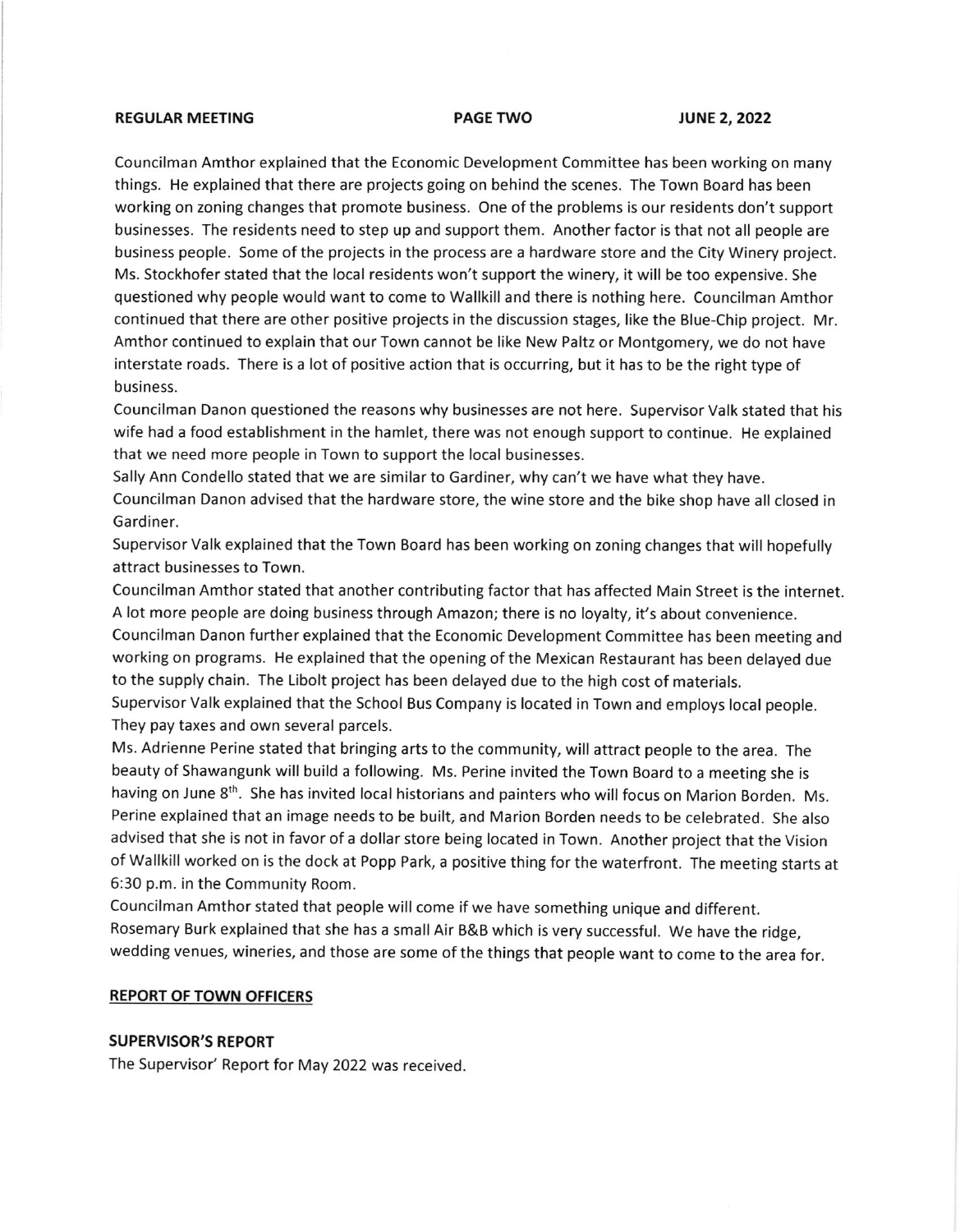Councilman Amthor explained that the Economic Development Committee has been working on many things. He explained that there are projects going on behind the scenes. The Town Board has been working on zoning changes that promote business. One of the problems is our residents don't support businesses. The residents need to step up and support them. Another factor is that not all people are business people. Some of the projects in the process are a hardware store and the City Winery project. Ms. Stockhofer stated that the local residents won't support the winery, it will be too expensive. She questioned why people would want to come to Wallkill and there is nothing here. Councilman Amthor continued that there are other positive projects in the discussion stages, like the Blue-Chip project. Mr. Amthor continued to explain that our Town cannot be like New Paltz or Montgomery, we do not have interstate roads. There is a lot of positive action that is occurring, but it has to be the right type of business.

Councilman Danon questioned the reasons why businesses are not here. Supervisor Valk stated that his wife had a food establishment in the hamlet, there was not enough support to continue. He explained that we need more people in Town to support the local businesses.

Sally Ann Condello stated that we are similar to Gardiner, why can't we have what they have.

Councilman Danon advised that the hardware store, the wine store and the bike shop have all closed in Gardiner.

Supervisor Valk explained that the Town Board has been working on zoning changes that will hopefully attract businesses to Town.

Councilman Amthor stated that another contributing factor that has affected Main Street is the internet. A lot more people are doing business through Amazon; there is no loyalty, it's about convenience.

Councilman Danon further explained that the Economic Development Committee has been meeting and working on programs. He explained that the opening of the Mexican Restaurant has been delayed due to the supply chain. The Libolt project has been delayed due to the high cost of materials.

Supervisor Valk explained that the School Bus Company is located in Town and employs local people. They pay taxes and own several parcels.

Ms. Adrienne Perine stated that bringing arts to the community, will attract people to the area. The beauty of Shawangunk will build a following. Ms. Perine invited the Town Board to a meeting she is having on June 8th. She has invited local historians and painters who will focus on Marion Borden. Ms. Perine explained that an image needs to be built, and Marion Borden needs to be celebrated. She also advised that she is not in favor of a dollar store being located in Town. Another project that the Vision of Wallkill worked on is the dock at Popp Park, a positive thing for the waterfront. The meeting starts at 6:30 p.m. in the Community Room.

Councilman Amthor stated that people will come if we have something unique and different.

Rosemary Burk explained that she has a small Air B&B which is very successful. We have the ridge, wedding venues, wineries, and those are some of the things that people want to come to the area for.

## REPORT OF TOWN OFFICERS

### SUPERVISOR'S REPORT

The Supervisor' Report for May 2022 was received.